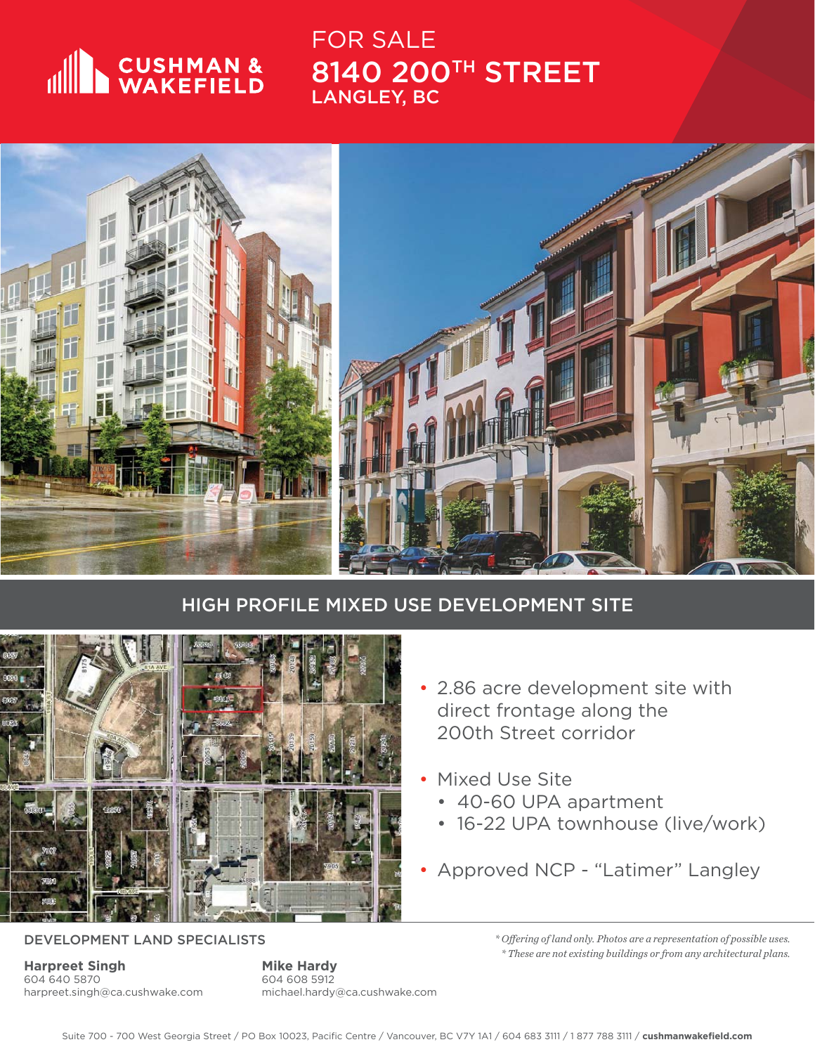CUSHMAN & WAKEFIELD

FOR SALE

# 8140 200TH STREET

LANGLEY, BC

## HIGH PROFILE MIXED USE DEVELOPMENT SITE

- 2.86 acre development site with direct frontage along the 200th Street corridor
- Mixed Use Site
  - 40-60 UPA apartment
  - 16-22 UPA townhouse (live/work)
- Approved NCP - "Latimer" Langley

DEVELOPMENT LAND SPECIALISTS

**Harpreet Singh**
604 640 5870
harpreet.singh@ca.cushwake.com

**Mike Hardy**
604 608 5912
michael.hardy@ca.cushwake.com

*\* Offering of land only. Photos are a representation of possible uses.*
*\* These are not existing buildings or from any architectural plans.*

Suite 700 - 700 West Georgia Street / PO Box 10023, Pacific Centre / Vancouver, BC V7Y 1A1 / 604 683 3111 / 1 877 788 3111 / **cushmanwakefield.com**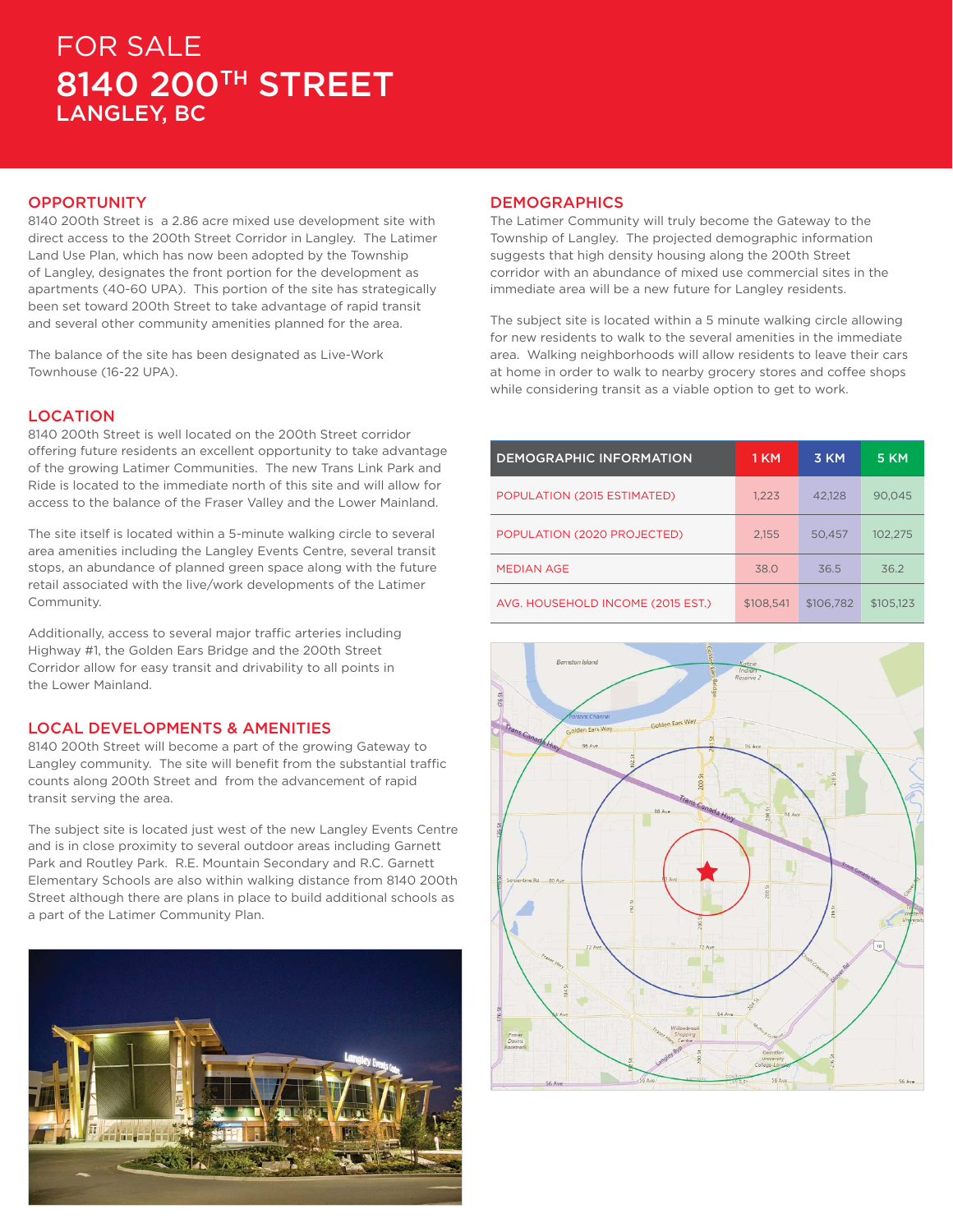# FOR SALE
# 8140 200TH STREET
## LANGLEY, BC

## OPPORTUNITY

8140 200th Street is a 2.86 acre mixed use development site with direct access to the 200th Street Corridor in Langley. The Latimer Land Use Plan, which has now been adopted by the Township of Langley, designates the front portion for the development as apartments (40-60 UPA). This portion of the site has strategically been set toward 200th Street to take advantage of rapid transit and several other community amenities planned for the area.

The balance of the site has been designated as Live-Work Townhouse (16-22 UPA).

## LOCATION

8140 200th Street is well located on the 200th Street corridor offering future residents an excellent opportunity to take advantage of the growing Latimer Communities. The new Trans Link Park and Ride is located to the immediate north of this site and will allow for access to the balance of the Fraser Valley and the Lower Mainland.

The site itself is located within a 5-minute walking circle to several area amenities including the Langley Events Centre, several transit stops, an abundance of planned green space along with the future retail associated with the live/work developments of the Latimer Community.

Additionally, access to several major traffic arteries including Highway #1, the Golden Ears Bridge and the 200th Street Corridor allow for easy transit and drivability to all points in the Lower Mainland.

## LOCAL DEVELOPMENTS & AMENITIES

8140 200th Street will become a part of the growing Gateway to Langley community. The site will benefit from the substantial traffic counts along 200th Street and from the advancement of rapid transit serving the area.

The subject site is located just west of the new Langley Events Centre and is in close proximity to several outdoor areas including Garnett Park and Routley Park. R.E. Mountain Secondary and R.C. Garnett Elementary Schools are also within walking distance from 8140 200th Street although there are plans in place to build additional schools as a part of the Latimer Community Plan.

## DEMOGRAPHICS

The Latimer Community will truly become the Gateway to the Township of Langley. The projected demographic information suggests that high density housing along the 200th Street corridor with an abundance of mixed use commercial sites in the immediate area will be a new future for Langley residents.

The subject site is located within a 5 minute walking circle allowing for new residents to walk to the several amenities in the immediate area. Walking neighborhoods will allow residents to leave their cars at home in order to walk to nearby grocery stores and coffee shops while considering transit as a viable option to get to work.

| DEMOGRAPHIC INFORMATION | 1 KM | 3 KM | 5 KM |
|---|---|---|---|
| POPULATION (2015 ESTIMATED) | 1,223 | 42,128 | 90,045 |
| POPULATION (2020 PROJECTED) | 2,155 | 50,457 | 102,275 |
| MEDIAN AGE | 38.0 | 36.5 | 36.2 |
| AVG. HOUSEHOLD INCOME (2015 EST.) | $108,541 | $106,782 | $105,123 |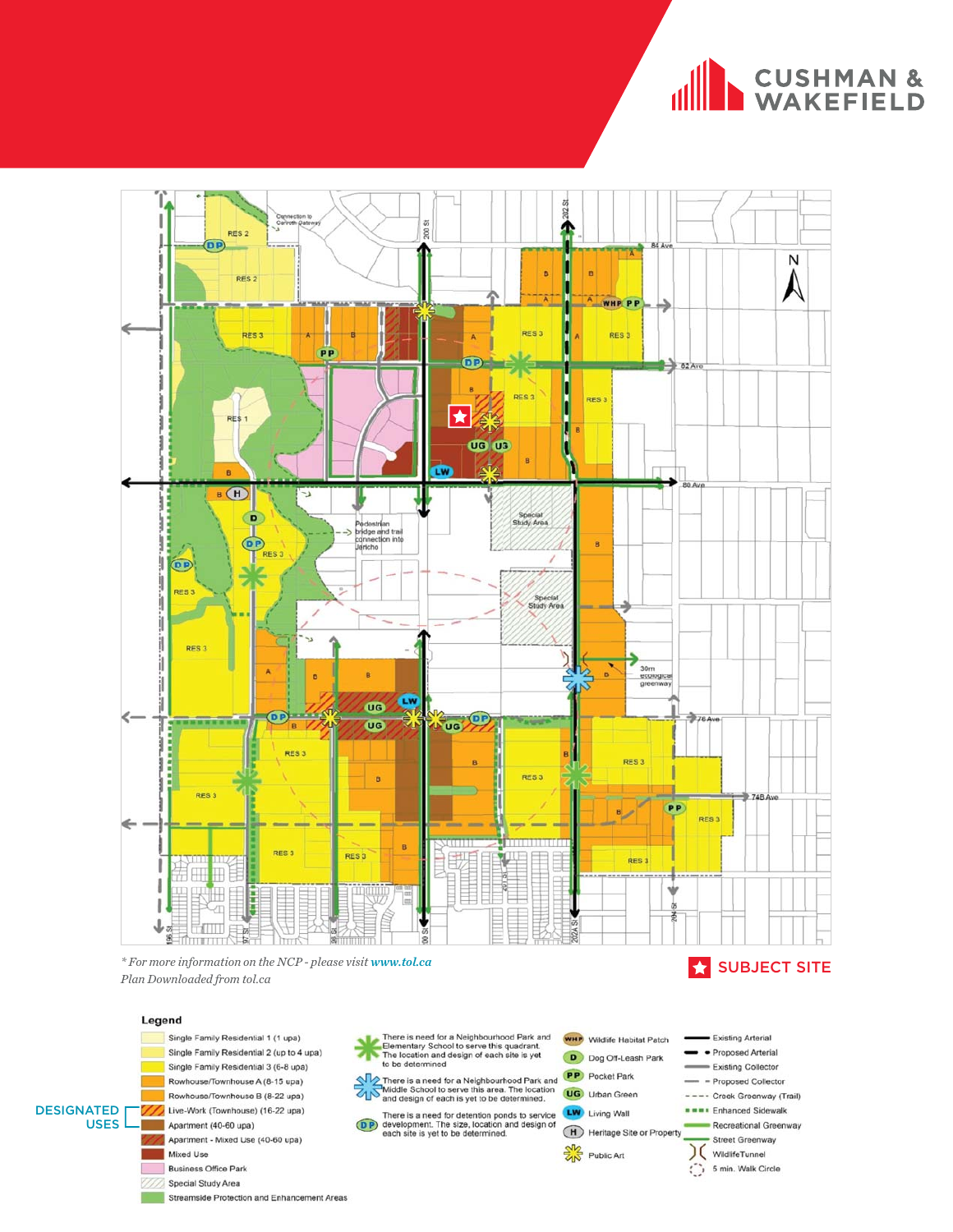*\* For more information on the NCP - please visit **www.tol.ca***
*Plan Downloaded from tol.ca*

**SUBJECT SITE**

### Legend

**DESIGNATED USES**

- Single Family Residential 1 (1 upa)
- Single Family Residential 2 (up to 4 upa)
- Single Family Residential 3 (6-8 upa)
- Rowhouse/Townhouse A (8-15 upa)
- Rowhouse/Townhouse B (8-22 upa)
- Live-Work (Townhouse) (16-22 upa)
- Apartment (40-60 upa)
- Apartment - Mixed Use (40-60 upa)
- Mixed Use
- Business Office Park
- Special Study Area
- Streamside Protection and Enhancement Areas

- There is need for a Neighbourhood Park and Elementary School to serve this quadrant. The location and design of each site is yet to be determined
- There is a need for a Neighbourhood Park and Middle School to serve this area. The location and design of each is yet to be determined.
- DP: There is a need for detention ponds to service development. The size, location and design of each site is yet to be determined.

- WHP: Wildlife Habitat Patch
- D: Dog Off-Leash Park
- PP: Pocket Park
- UG: Urban Green
- LW: Living Wall
- H: Heritage Site or Property
- Public Art

- Existing Arterial
- Proposed Arterial
- Existing Collector
- Proposed Collector
- Creek Greenway (Trail)
- Enhanced Sidewalk
- Recreational Greenway
- Street Greenway
- WildlifeTunnel
- 5 min. Walk Circle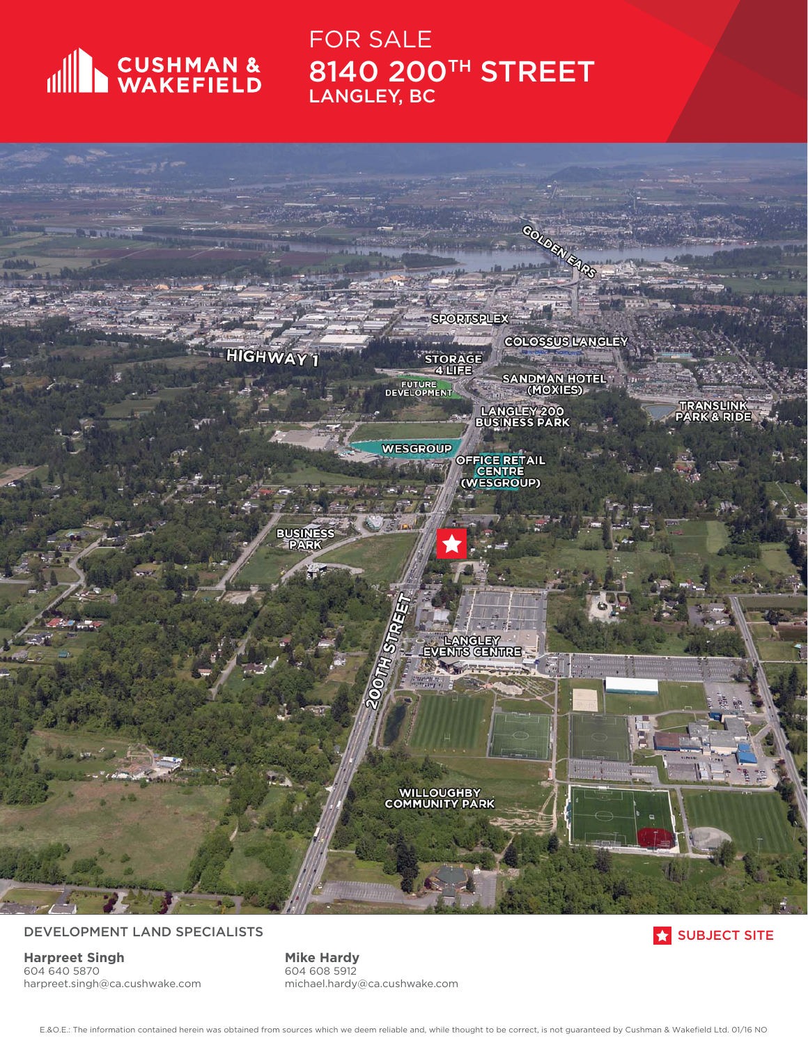CUSHMAN & WAKEFIELD

# FOR SALE
# 8140 200TH STREET
## LANGLEY, BC

GOLDEN EARS
SPORTSPLEX
COLOSSUS LANGLEY
HIGHWAY 1
STORAGE 4 LIFE
FUTURE DEVELOPMENT
SANDMAN HOTEL (MOXIES)
LANGLEY 200 BUSINESS PARK
TRANSLINK PARK & RIDE
WESGROUP
OFFICE RETAIL CENTRE (WESGROUP)
BUSINESS PARK
200TH STREET
LANGLEY EVENTS CENTRE
WILLOUGHBY COMMUNITY PARK

SUBJECT SITE

DEVELOPMENT LAND SPECIALISTS

**Harpreet Singh**
604 640 5870
harpreet.singh@ca.cushwake.com

**Mike Hardy**
604 608 5912
michael.hardy@ca.cushwake.com

E.&O.E.: The information contained herein was obtained from sources which we deem reliable and, while thought to be correct, is not guaranteed by Cushman & Wakefield Ltd. 01/16 NO